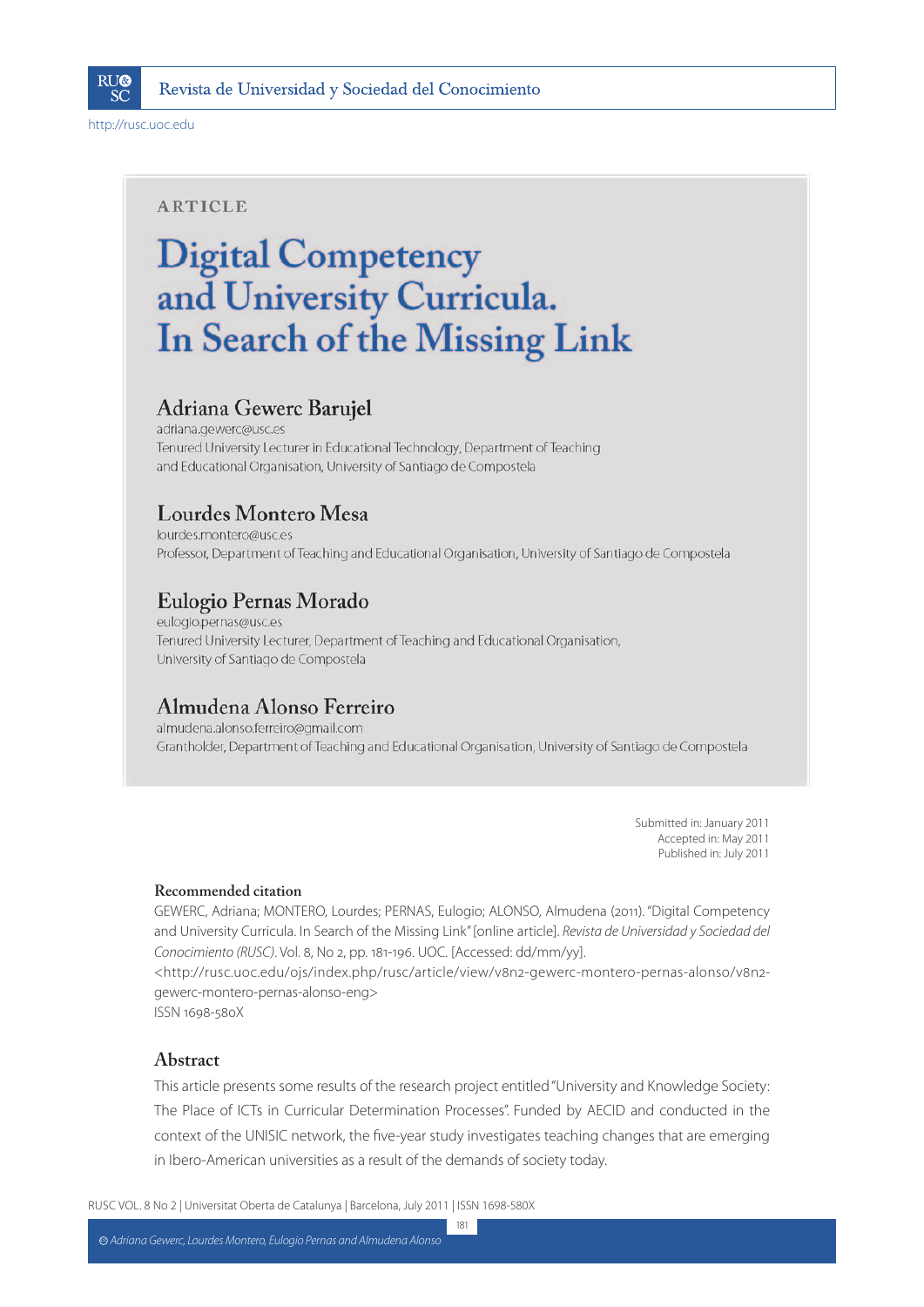ARTICLE

# Digital Competency and University Curricula. In Search of the Missing Link

## Adriana Gewerc Barujel

adriana.gewerc@usc.es
Tenured University Lecturer in Educational Technology, Department of Teaching and Educational Organisation, University of Santiago de Compostela

## Lourdes Montero Mesa

lourdes.montero@usc.es
Professor, Department of Teaching and Educational Organisation, University of Santiago de Compostela

## Eulogio Pernas Morado

eulogio.pernas@usc.es
Tenured University Lecturer, Department of Teaching and Educational Organisation, University of Santiago de Compostela

## Almudena Alonso Ferreiro

almudena.alonso.ferreiro@gmail.com
Grantholder, Department of Teaching and Educational Organisation, University of Santiago de Compostela

Submitted in: January 2011
Accepted in: May 2011
Published in: July 2011

**Recommended citation**

GEWERC, Adriana; MONTERO, Lourdes; PERNAS, Eulogio; ALONSO, Almudena (2011). "Digital Competency and University Curricula. In Search of the Missing Link" [online article]. *Revista de Universidad y Sociedad del Conocimiento (RUSC)*. Vol. 8, No 2, pp. 181-196. UOC. [Accessed: dd/mm/yy].
<http://rusc.uoc.edu/ojs/index.php/rusc/article/view/v8n2-gewerc-montero-pernas-alonso/v8n2-gewerc-montero-pernas-alonso-eng>
ISSN 1698-580X

## Abstract

This article presents some results of the research project entitled "University and Knowledge Society: The Place of ICTs in Curricular Determination Processes". Funded by AECID and conducted in the context of the UNISIC network, the five-year study investigates teaching changes that are emerging in Ibero-American universities as a result of the demands of society today.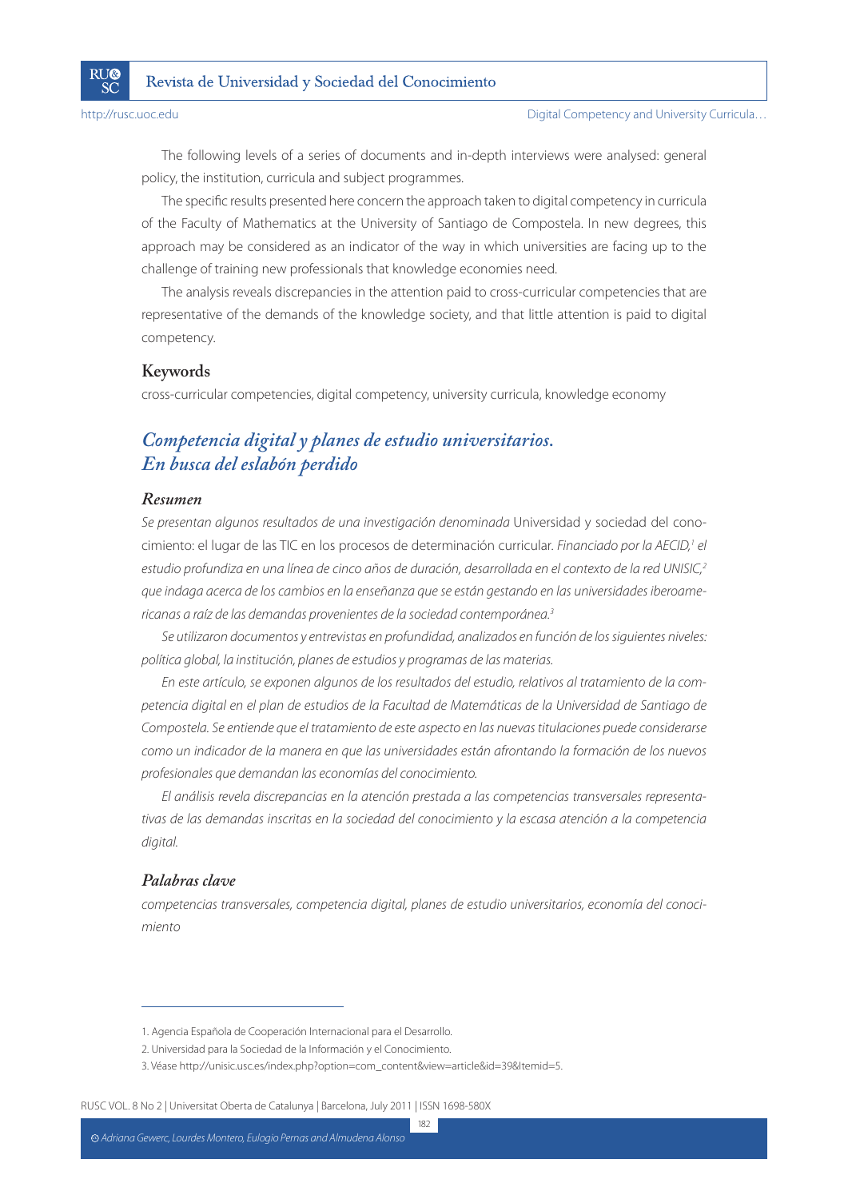The following levels of a series of documents and in-depth interviews were analysed: general policy, the institution, curricula and subject programmes.

The specific results presented here concern the approach taken to digital competency in curricula of the Faculty of Mathematics at the University of Santiago de Compostela. In new degrees, this approach may be considered as an indicator of the way in which universities are facing up to the challenge of training new professionals that knowledge economies need.

The analysis reveals discrepancies in the attention paid to cross-curricular competencies that are representative of the demands of the knowledge society, and that little attention is paid to digital competency.

### Keywords

cross-curricular competencies, digital competency, university curricula, knowledge economy

## *Competencia digital y planes de estudio universitarios. En busca del eslabón perdido*

### *Resumen*

*Se presentan algunos resultados de una investigación denominada* Universidad y sociedad del conocimiento: el lugar de las TIC en los procesos de determinación curricular. *Financiado por la AECID,*[1] *el estudio profundiza en una línea de cinco años de duración, desarrollada en el contexto de la red UNISIC,*[2] *que indaga acerca de los cambios en la enseñanza que se están gestando en las universidades iberoamericanas a raíz de las demandas provenientes de la sociedad contemporánea.*[3]

*Se utilizaron documentos y entrevistas en profundidad, analizados en función de los siguientes niveles: política global, la institución, planes de estudios y programas de las materias.*

*En este artículo, se exponen algunos de los resultados del estudio, relativos al tratamiento de la competencia digital en el plan de estudios de la Facultad de Matemáticas de la Universidad de Santiago de Compostela. Se entiende que el tratamiento de este aspecto en las nuevas titulaciones puede considerarse como un indicador de la manera en que las universidades están afrontando la formación de los nuevos profesionales que demandan las economías del conocimiento.*

*El análisis revela discrepancias en la atención prestada a las competencias transversales representativas de las demandas inscritas en la sociedad del conocimiento y la escasa atención a la competencia digital.*

### *Palabras clave*

*competencias transversales, competencia digital, planes de estudio universitarios, economía del conocimiento*

---

1. Agencia Española de Cooperación Internacional para el Desarrollo.
2. Universidad para la Sociedad de la Información y el Conocimiento.
3. Véase http://unisic.usc.es/index.php?option=com_content&view=article&id=39&Itemid=5.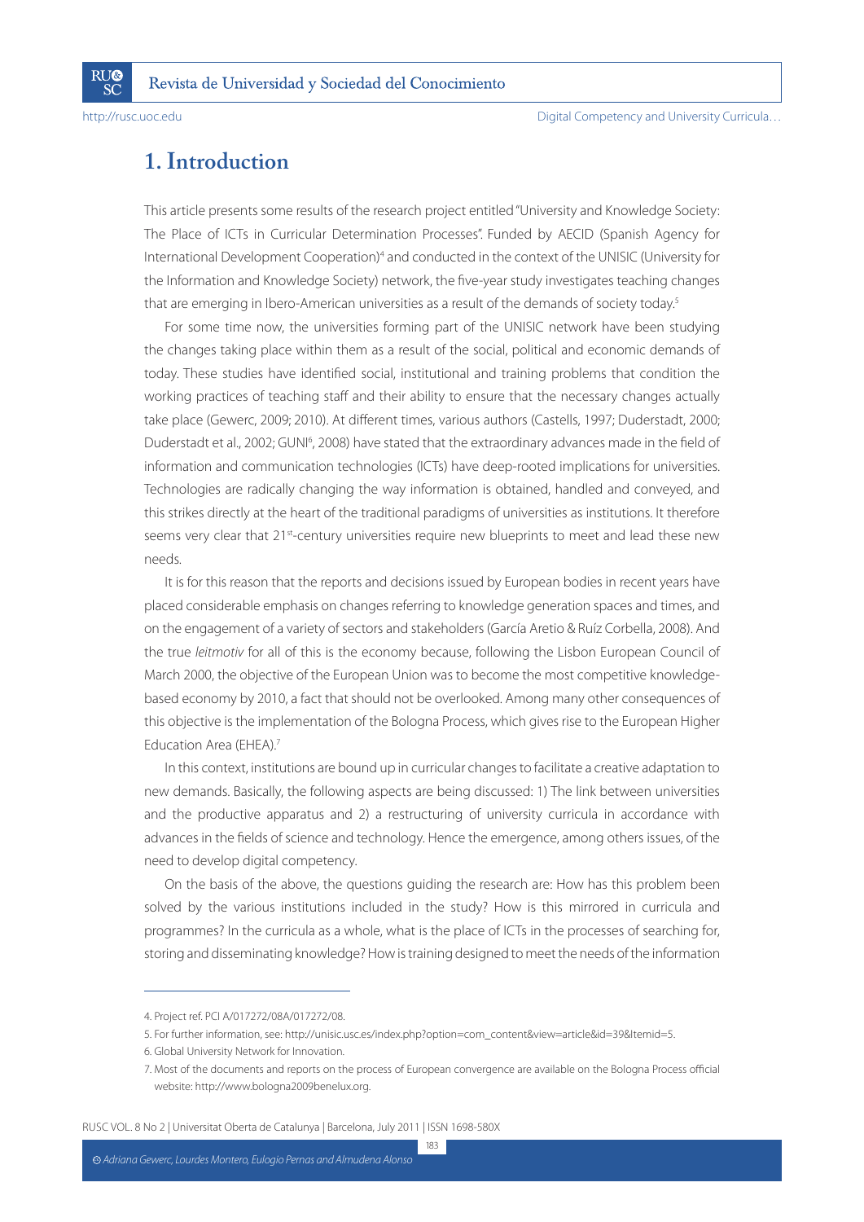# 1. Introduction

This article presents some results of the research project entitled "University and Knowledge Society: The Place of ICTs in Curricular Determination Processes". Funded by AECID (Spanish Agency for International Development Cooperation)[4] and conducted in the context of the UNISIC (University for the Information and Knowledge Society) network, the five-year study investigates teaching changes that are emerging in Ibero-American universities as a result of the demands of society today.[5]

For some time now, the universities forming part of the UNISIC network have been studying the changes taking place within them as a result of the social, political and economic demands of today. These studies have identified social, institutional and training problems that condition the working practices of teaching staff and their ability to ensure that the necessary changes actually take place (Gewerc, 2009; 2010). At different times, various authors (Castells, 1997; Duderstadt, 2000; Duderstadt et al., 2002; GUNI[6], 2008) have stated that the extraordinary advances made in the field of information and communication technologies (ICTs) have deep-rooted implications for universities. Technologies are radically changing the way information is obtained, handled and conveyed, and this strikes directly at the heart of the traditional paradigms of universities as institutions. It therefore seems very clear that 21st-century universities require new blueprints to meet and lead these new needs.

It is for this reason that the reports and decisions issued by European bodies in recent years have placed considerable emphasis on changes referring to knowledge generation spaces and times, and on the engagement of a variety of sectors and stakeholders (García Aretio & Ruíz Corbella, 2008). And the true *leitmotiv* for all of this is the economy because, following the Lisbon European Council of March 2000, the objective of the European Union was to become the most competitive knowledge-based economy by 2010, a fact that should not be overlooked. Among many other consequences of this objective is the implementation of the Bologna Process, which gives rise to the European Higher Education Area (EHEA).[7]

In this context, institutions are bound up in curricular changes to facilitate a creative adaptation to new demands. Basically, the following aspects are being discussed: 1) The link between universities and the productive apparatus and 2) a restructuring of university curricula in accordance with advances in the fields of science and technology. Hence the emergence, among others issues, of the need to develop digital competency.

On the basis of the above, the questions guiding the research are: How has this problem been solved by the various institutions included in the study? How is this mirrored in curricula and programmes? In the curricula as a whole, what is the place of ICTs in the processes of searching for, storing and disseminating knowledge? How is training designed to meet the needs of the information

---

4. Project ref. PCI A/017272/08A/017272/08.

5. For further information, see: http://unisic.usc.es/index.php?option=com_content&view=article&id=39&Itemid=5.

6. Global University Network for Innovation.

7. Most of the documents and reports on the process of European convergence are available on the Bologna Process official website: http://www.bologna2009benelux.org.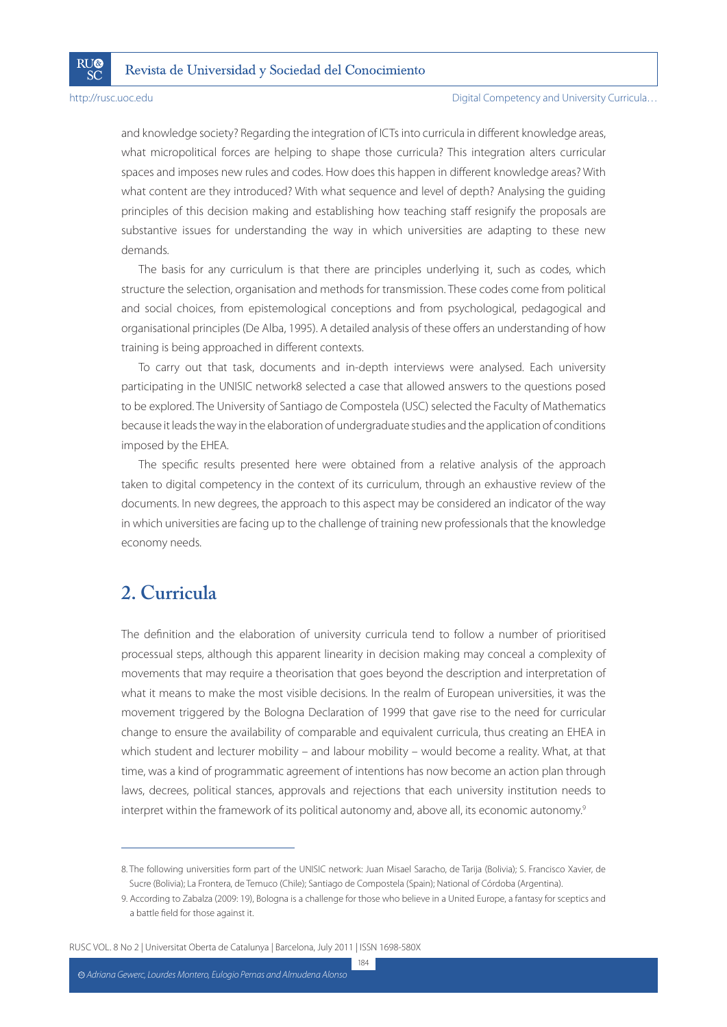and knowledge society? Regarding the integration of ICTs into curricula in different knowledge areas, what micropolitical forces are helping to shape those curricula? This integration alters curricular spaces and imposes new rules and codes. How does this happen in different knowledge areas? With what content are they introduced? With what sequence and level of depth? Analysing the guiding principles of this decision making and establishing how teaching staff resignify the proposals are substantive issues for understanding the way in which universities are adapting to these new demands.

The basis for any curriculum is that there are principles underlying it, such as codes, which structure the selection, organisation and methods for transmission. These codes come from political and social choices, from epistemological conceptions and from psychological, pedagogical and organisational principles (De Alba, 1995). A detailed analysis of these offers an understanding of how training is being approached in different contexts.

To carry out that task, documents and in-depth interviews were analysed. Each university participating in the UNISIC network[8] selected a case that allowed answers to the questions posed to be explored. The University of Santiago de Compostela (USC) selected the Faculty of Mathematics because it leads the way in the elaboration of undergraduate studies and the application of conditions imposed by the EHEA.

The specific results presented here were obtained from a relative analysis of the approach taken to digital competency in the context of its curriculum, through an exhaustive review of the documents. In new degrees, the approach to this aspect may be considered an indicator of the way in which universities are facing up to the challenge of training new professionals that the knowledge economy needs.

## 2. Curricula

The definition and the elaboration of university curricula tend to follow a number of prioritised processual steps, although this apparent linearity in decision making may conceal a complexity of movements that may require a theorisation that goes beyond the description and interpretation of what it means to make the most visible decisions. In the realm of European universities, it was the movement triggered by the Bologna Declaration of 1999 that gave rise to the need for curricular change to ensure the availability of comparable and equivalent curricula, thus creating an EHEA in which student and lecturer mobility – and labour mobility – would become a reality. What, at that time, was a kind of programmatic agreement of intentions has now become an action plan through laws, decrees, political stances, approvals and rejections that each university institution needs to interpret within the framework of its political autonomy and, above all, its economic autonomy.[9]

---

8. The following universities form part of the UNISIC network: Juan Misael Saracho, de Tarija (Bolivia); S. Francisco Xavier, de Sucre (Bolivia); La Frontera, de Temuco (Chile); Santiago de Compostela (Spain); National of Córdoba (Argentina).

9. According to Zabalza (2009: 19), Bologna is a challenge for those who believe in a United Europe, a fantasy for sceptics and a battle field for those against it.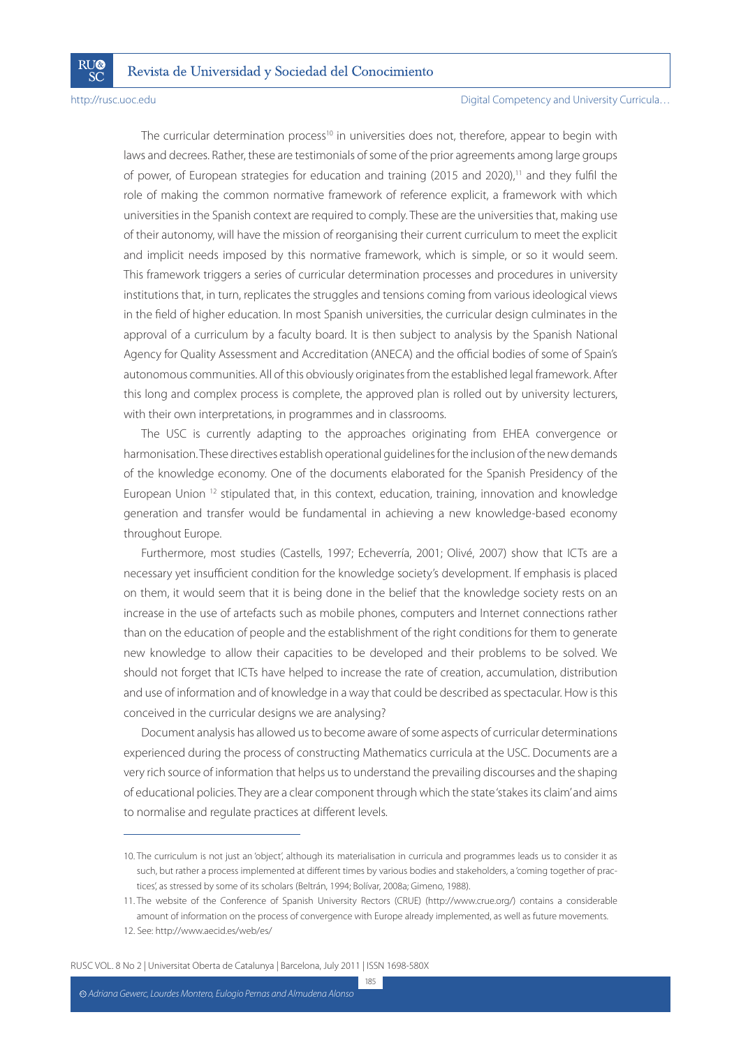The curricular determination process[10] in universities does not, therefore, appear to begin with laws and decrees. Rather, these are testimonials of some of the prior agreements among large groups of power, of European strategies for education and training (2015 and 2020),[11] and they fulfil the role of making the common normative framework of reference explicit, a framework with which universities in the Spanish context are required to comply. These are the universities that, making use of their autonomy, will have the mission of reorganising their current curriculum to meet the explicit and implicit needs imposed by this normative framework, which is simple, or so it would seem. This framework triggers a series of curricular determination processes and procedures in university institutions that, in turn, replicates the struggles and tensions coming from various ideological views in the field of higher education. In most Spanish universities, the curricular design culminates in the approval of a curriculum by a faculty board. It is then subject to analysis by the Spanish National Agency for Quality Assessment and Accreditation (ANECA) and the official bodies of some of Spain's autonomous communities. All of this obviously originates from the established legal framework. After this long and complex process is complete, the approved plan is rolled out by university lecturers, with their own interpretations, in programmes and in classrooms.

The USC is currently adapting to the approaches originating from EHEA convergence or harmonisation. These directives establish operational guidelines for the inclusion of the new demands of the knowledge economy. One of the documents elaborated for the Spanish Presidency of the European Union [12] stipulated that, in this context, education, training, innovation and knowledge generation and transfer would be fundamental in achieving a new knowledge-based economy throughout Europe.

Furthermore, most studies (Castells, 1997; Echeverría, 2001; Olivé, 2007) show that ICTs are a necessary yet insufficient condition for the knowledge society's development. If emphasis is placed on them, it would seem that it is being done in the belief that the knowledge society rests on an increase in the use of artefacts such as mobile phones, computers and Internet connections rather than on the education of people and the establishment of the right conditions for them to generate new knowledge to allow their capacities to be developed and their problems to be solved. We should not forget that ICTs have helped to increase the rate of creation, accumulation, distribution and use of information and of knowledge in a way that could be described as spectacular. How is this conceived in the curricular designs we are analysing?

Document analysis has allowed us to become aware of some aspects of curricular determinations experienced during the process of constructing Mathematics curricula at the USC. Documents are a very rich source of information that helps us to understand the prevailing discourses and the shaping of educational policies. They are a clear component through which the state 'stakes its claim' and aims to normalise and regulate practices at different levels.

---

10. The curriculum is not just an 'object', although its materialisation in curricula and programmes leads us to consider it as such, but rather a process implemented at different times by various bodies and stakeholders, a 'coming together of practices', as stressed by some of its scholars (Beltrán, 1994; Bolívar, 2008a; Gimeno, 1988).

11. The website of the Conference of Spanish University Rectors (CRUE) (http://www.crue.org/) contains a considerable amount of information on the process of convergence with Europe already implemented, as well as future movements.

12. See: http://www.aecid.es/web/es/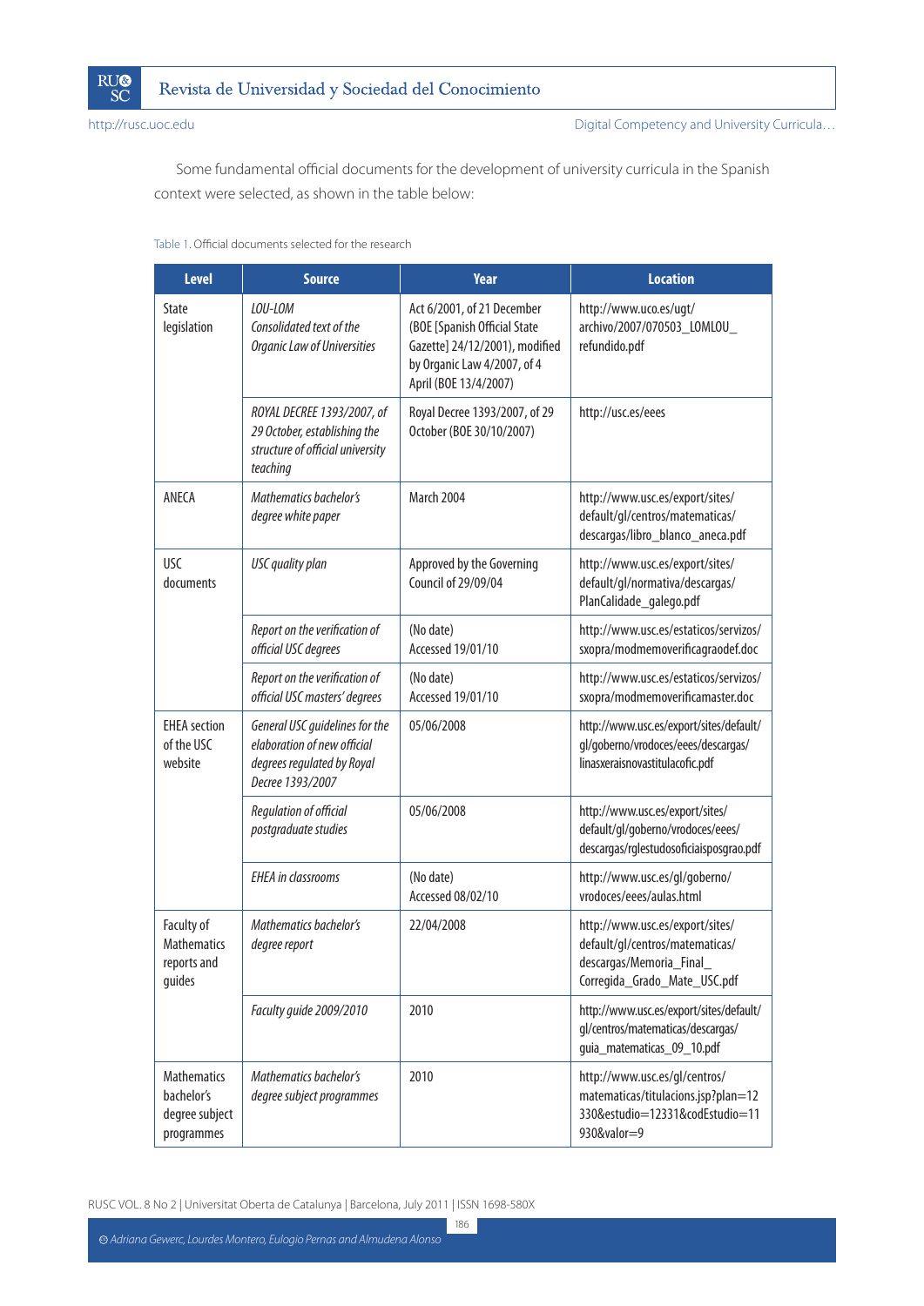Some fundamental official documents for the development of university curricula in the Spanish context were selected, as shown in the table below:

Table 1. Official documents selected for the research

| Level | Source | Year | Location |
|---|---|---|---|
| State legislation | *LOU-LOM Consolidated text of the Organic Law of Universities* | Act 6/2001, of 21 December (BOE [Spanish Official State Gazette] 24/12/2001), modified by Organic Law 4/2007, of 4 April (BOE 13/4/2007) | http://www.uco.es/ugt/archivo/2007/070503_LOMLOU_refundido.pdf |
| | *ROYAL DECREE 1393/2007, of 29 October, establishing the structure of official university teaching* | Royal Decree 1393/2007, of 29 October (BOE 30/10/2007) | http://usc.es/eees |
| ANECA | *Mathematics bachelor's degree white paper* | March 2004 | http://www.usc.es/export/sites/default/gl/centros/matematicas/descargas/libro_blanco_aneca.pdf |
| USC documents | *USC quality plan* | Approved by the Governing Council of 29/09/04 | http://www.usc.es/export/sites/default/gl/normativa/descargas/PlanCalidade_galego.pdf |
| | *Report on the verification of official USC degrees* | (No date) Accessed 19/01/10 | http://www.usc.es/estaticos/servizos/sxopra/modmemoverificagraodef.doc |
| | *Report on the verification of official USC masters' degrees* | (No date) Accessed 19/01/10 | http://www.usc.es/estaticos/servizos/sxopra/modmemoverificamaster.doc |
| EHEA section of the USC website | *General USC guidelines for the elaboration of new official degrees regulated by Royal Decree 1393/2007* | 05/06/2008 | http://www.usc.es/export/sites/default/gl/goberno/vrodoces/eees/descargas/linasxeraisnovastitulacofic.pdf |
| | *Regulation of official postgraduate studies* | 05/06/2008 | http://www.usc.es/export/sites/default/gl/goberno/vrodoces/eees/descargas/rglestudosoficiaisposgrao.pdf |
| | *EHEA in classrooms* | (No date) Accessed 08/02/10 | http://www.usc.es/gl/goberno/vrodoces/eees/aulas.html |
| Faculty of Mathematics reports and guides | *Mathematics bachelor's degree report* | 22/04/2008 | http://www.usc.es/export/sites/default/gl/centros/matematicas/descargas/Memoria_Final_Corregida_Grado_Mate_USC.pdf |
| | *Faculty guide 2009/2010* | 2010 | http://www.usc.es/export/sites/default/gl/centros/matematicas/descargas/guia_matematicas_09_10.pdf |
| Mathematics bachelor's degree subject programmes | *Mathematics bachelor's degree subject programmes* | 2010 | http://www.usc.es/gl/centros/matematicas/titulacions.jsp?plan=12330&estudio=12331&codEstudio=11930&valor=9 |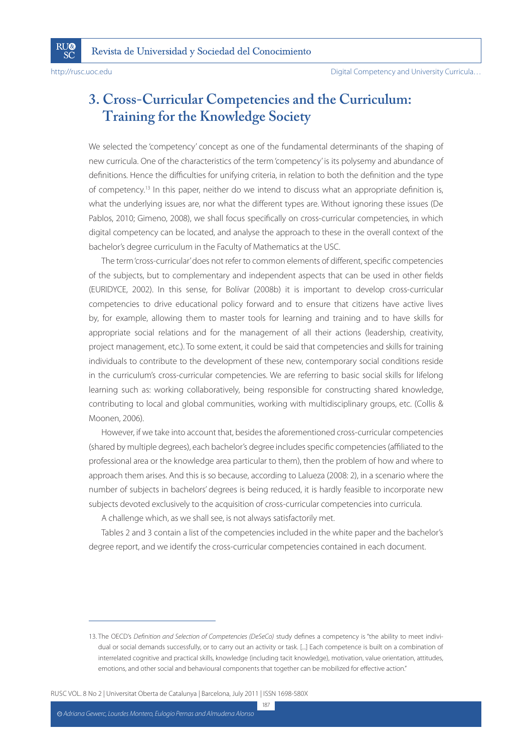## 3. Cross-Curricular Competencies and the Curriculum: Training for the Knowledge Society

We selected the 'competency' concept as one of the fundamental determinants of the shaping of new curricula. One of the characteristics of the term 'competency' is its polysemy and abundance of definitions. Hence the difficulties for unifying criteria, in relation to both the definition and the type of competency.[13] In this paper, neither do we intend to discuss what an appropriate definition is, what the underlying issues are, nor what the different types are. Without ignoring these issues (De Pablos, 2010; Gimeno, 2008), we shall focus specifically on cross-curricular competencies, in which digital competency can be located, and analyse the approach to these in the overall context of the bachelor's degree curriculum in the Faculty of Mathematics at the USC.

The term 'cross-curricular' does not refer to common elements of different, specific competencies of the subjects, but to complementary and independent aspects that can be used in other fields (EURIDYCE, 2002). In this sense, for Bolívar (2008b) it is important to develop cross-curricular competencies to drive educational policy forward and to ensure that citizens have active lives by, for example, allowing them to master tools for learning and training and to have skills for appropriate social relations and for the management of all their actions (leadership, creativity, project management, etc.). To some extent, it could be said that competencies and skills for training individuals to contribute to the development of these new, contemporary social conditions reside in the curriculum's cross-curricular competencies. We are referring to basic social skills for lifelong learning such as: working collaboratively, being responsible for constructing shared knowledge, contributing to local and global communities, working with multidisciplinary groups, etc. (Collis & Moonen, 2006).

However, if we take into account that, besides the aforementioned cross-curricular competencies (shared by multiple degrees), each bachelor's degree includes specific competencies (affiliated to the professional area or the knowledge area particular to them), then the problem of how and where to approach them arises. And this is so because, according to Lalueza (2008: 2), in a scenario where the number of subjects in bachelors' degrees is being reduced, it is hardly feasible to incorporate new subjects devoted exclusively to the acquisition of cross-curricular competencies into curricula.

A challenge which, as we shall see, is not always satisfactorily met.

Tables 2 and 3 contain a list of the competencies included in the white paper and the bachelor's degree report, and we identify the cross-curricular competencies contained in each document.

---

13. The OECD's *Definition and Selection of Competencies (DeSeCo)* study defines a competency is "the ability to meet individual or social demands successfully, or to carry out an activity or task. [...] Each competence is built on a combination of interrelated cognitive and practical skills, knowledge (including tacit knowledge), motivation, value orientation, attitudes, emotions, and other social and behavioural components that together can be mobilized for effective action."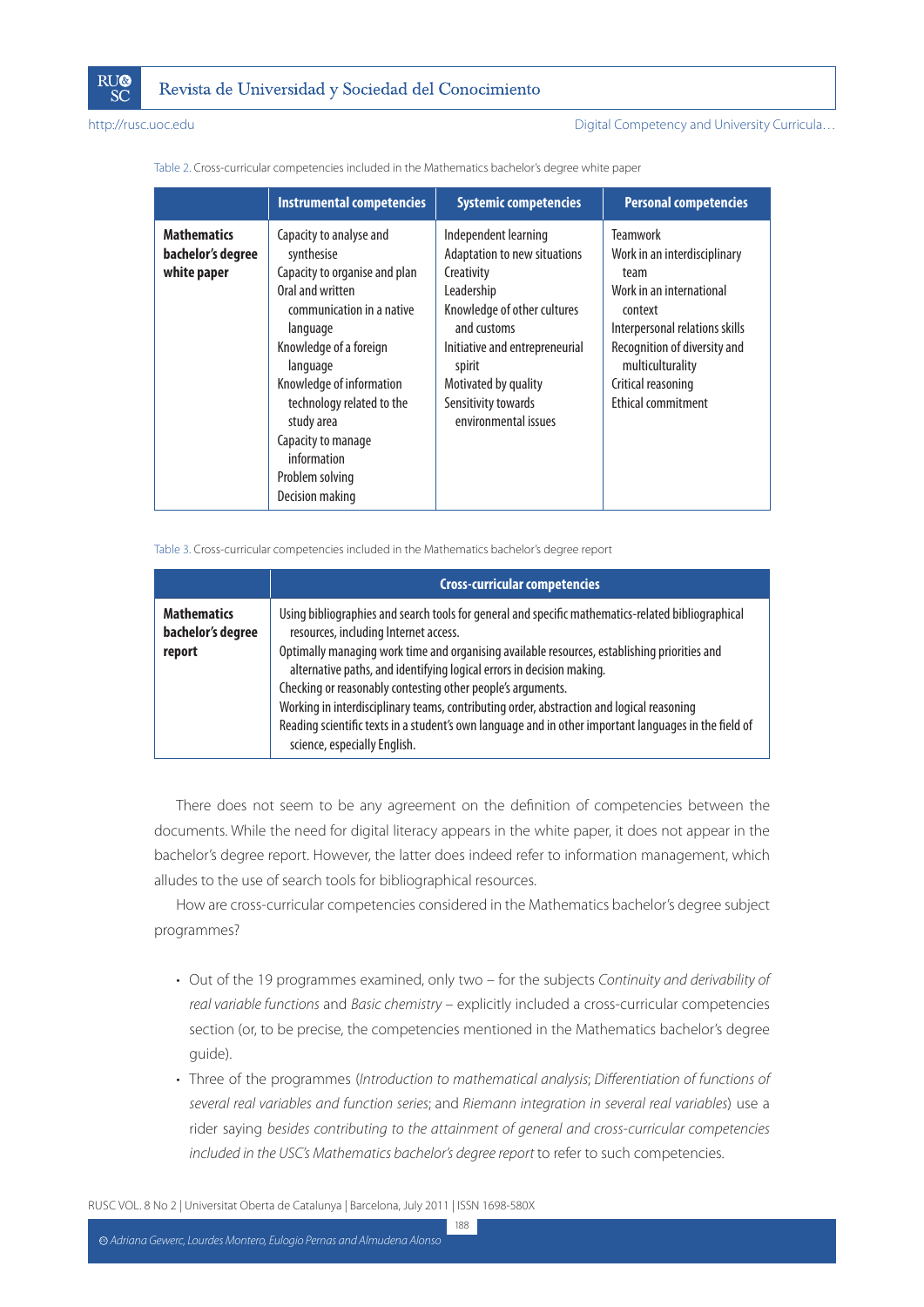Table 2. Cross-curricular competencies included in the Mathematics bachelor's degree white paper

| | Instrumental competencies | Systemic competencies | Personal competencies |
|---|---|---|---|
| **Mathematics bachelor's degree white paper** | Capacity to analyse and synthesise<br>Capacity to organise and plan<br>Oral and written communication in a native language<br>Knowledge of a foreign language<br>Knowledge of information technology related to the study area<br>Capacity to manage information<br>Problem solving<br>Decision making | Independent learning<br>Adaptation to new situations<br>Creativity<br>Leadership<br>Knowledge of other cultures and customs<br>Initiative and entrepreneurial spirit<br>Motivated by quality<br>Sensitivity towards environmental issues | Teamwork<br>Work in an interdisciplinary team<br>Work in an international context<br>Interpersonal relations skills<br>Recognition of diversity and multiculturality<br>Critical reasoning<br>Ethical commitment |

Table 3. Cross-curricular competencies included in the Mathematics bachelor's degree report

| | Cross-curricular competencies |
|---|---|
| **Mathematics bachelor's degree report** | Using bibliographies and search tools for general and specific mathematics-related bibliographical resources, including Internet access.<br>Optimally managing work time and organising available resources, establishing priorities and alternative paths, and identifying logical errors in decision making.<br>Checking or reasonably contesting other people's arguments.<br>Working in interdisciplinary teams, contributing order, abstraction and logical reasoning<br>Reading scientific texts in a student's own language and in other important languages in the field of science, especially English. |

There does not seem to be any agreement on the definition of competencies between the documents. While the need for digital literacy appears in the white paper, it does not appear in the bachelor's degree report. However, the latter does indeed refer to information management, which alludes to the use of search tools for bibliographical resources.

How are cross-curricular competencies considered in the Mathematics bachelor's degree subject programmes?

- Out of the 19 programmes examined, only two – for the subjects *Continuity and derivability of real variable functions* and *Basic chemistry* – explicitly included a cross-curricular competencies section (or, to be precise, the competencies mentioned in the Mathematics bachelor's degree guide).
- Three of the programmes (*Introduction to mathematical analysis*; *Differentiation of functions of several real variables and function series*; and *Riemann integration in several real variables*) use a rider saying *besides contributing to the attainment of general and cross-curricular competencies included in the USC's Mathematics bachelor's degree report* to refer to such competencies.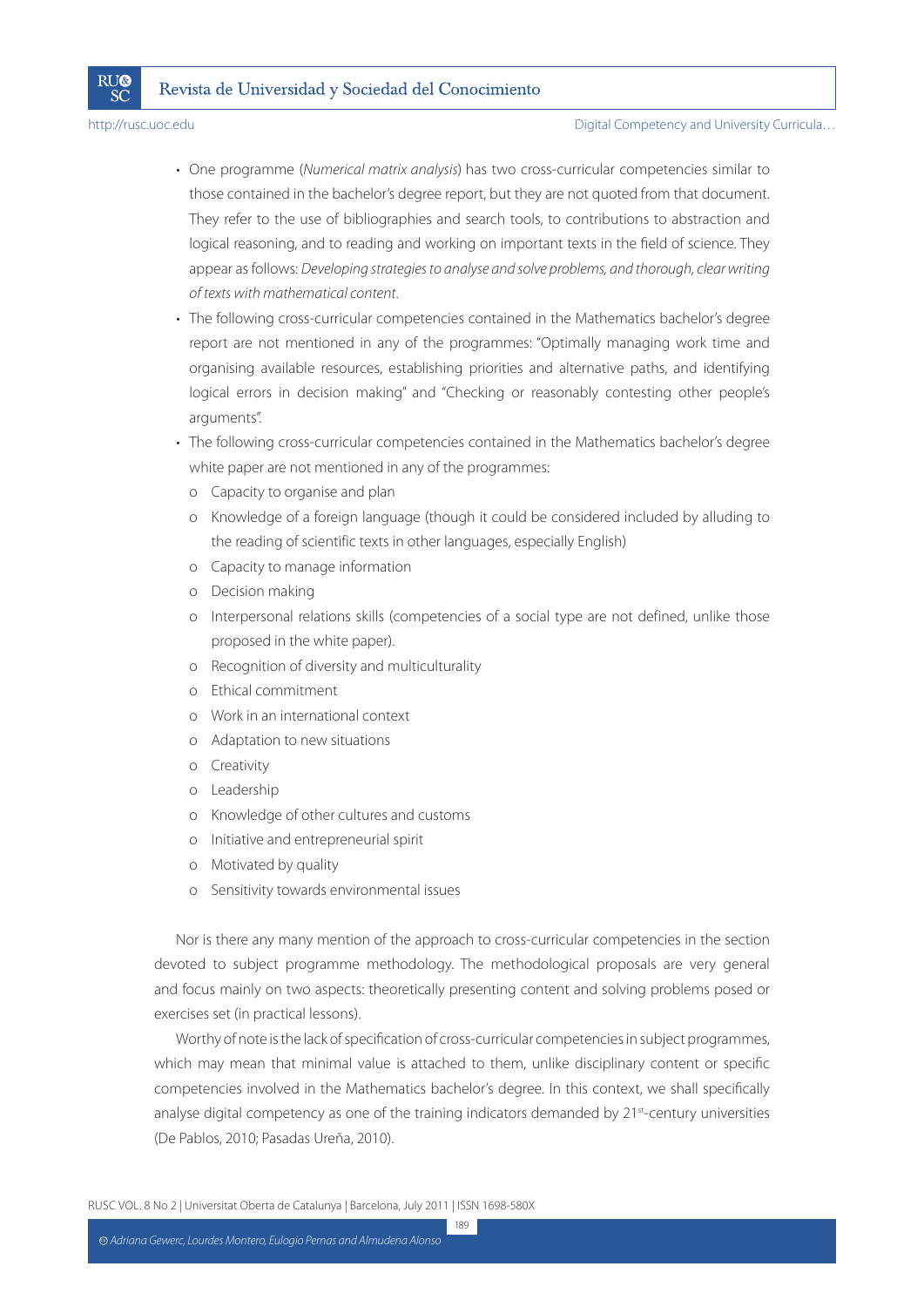- One programme (*Numerical matrix analysis*) has two cross-curricular competencies similar to those contained in the bachelor's degree report, but they are not quoted from that document. They refer to the use of bibliographies and search tools, to contributions to abstraction and logical reasoning, and to reading and working on important texts in the field of science. They appear as follows: *Developing strategies to analyse and solve problems, and thorough, clear writing of texts with mathematical content*.
- The following cross-curricular competencies contained in the Mathematics bachelor's degree report are not mentioned in any of the programmes: "Optimally managing work time and organising available resources, establishing priorities and alternative paths, and identifying logical errors in decision making" and "Checking or reasonably contesting other people's arguments".
- The following cross-curricular competencies contained in the Mathematics bachelor's degree white paper are not mentioned in any of the programmes:
  - Capacity to organise and plan
  - Knowledge of a foreign language (though it could be considered included by alluding to the reading of scientific texts in other languages, especially English)
  - Capacity to manage information
  - Decision making
  - Interpersonal relations skills (competencies of a social type are not defined, unlike those proposed in the white paper).
  - Recognition of diversity and multiculturality
  - Ethical commitment
  - Work in an international context
  - Adaptation to new situations
  - Creativity
  - Leadership
  - Knowledge of other cultures and customs
  - Initiative and entrepreneurial spirit
  - Motivated by quality
  - Sensitivity towards environmental issues

Nor is there any many mention of the approach to cross-curricular competencies in the section devoted to subject programme methodology. The methodological proposals are very general and focus mainly on two aspects: theoretically presenting content and solving problems posed or exercises set (in practical lessons).

Worthy of note is the lack of specification of cross-curricular competencies in subject programmes, which may mean that minimal value is attached to them, unlike disciplinary content or specific competencies involved in the Mathematics bachelor's degree. In this context, we shall specifically analyse digital competency as one of the training indicators demanded by 21st-century universities (De Pablos, 2010; Pasadas Ureña, 2010).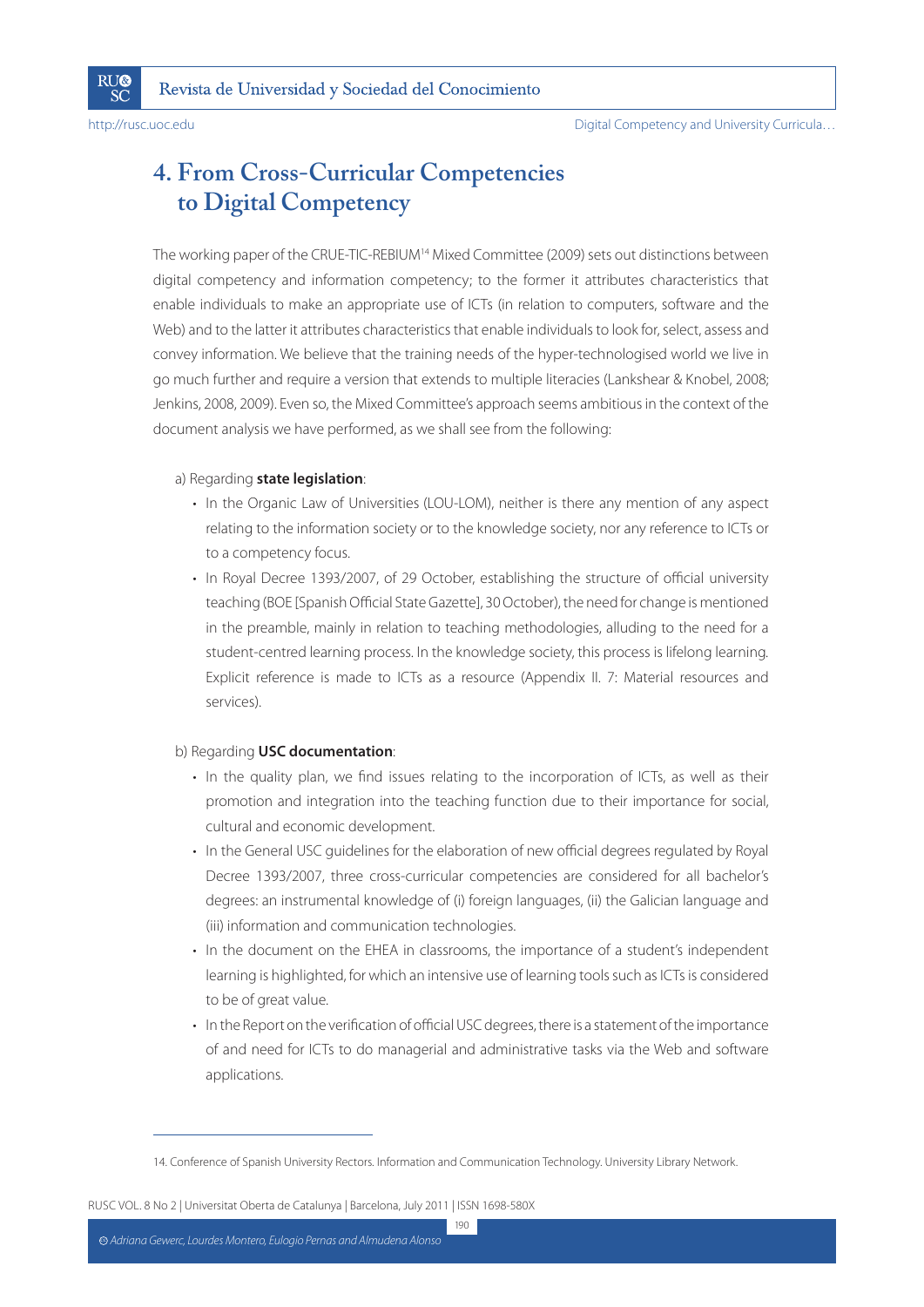# 4. From Cross-Curricular Competencies to Digital Competency

The working paper of the CRUE-TIC-REBIUM[14] Mixed Committee (2009) sets out distinctions between digital competency and information competency; to the former it attributes characteristics that enable individuals to make an appropriate use of ICTs (in relation to computers, software and the Web) and to the latter it attributes characteristics that enable individuals to look for, select, assess and convey information. We believe that the training needs of the hyper-technologised world we live in go much further and require a version that extends to multiple literacies (Lankshear & Knobel, 2008; Jenkins, 2008, 2009). Even so, the Mixed Committee's approach seems ambitious in the context of the document analysis we have performed, as we shall see from the following:

a) Regarding **state legislation**:

- In the Organic Law of Universities (LOU-LOM), neither is there any mention of any aspect relating to the information society or to the knowledge society, nor any reference to ICTs or to a competency focus.
- In Royal Decree 1393/2007, of 29 October, establishing the structure of official university teaching (BOE [Spanish Official State Gazette], 30 October), the need for change is mentioned in the preamble, mainly in relation to teaching methodologies, alluding to the need for a student-centred learning process. In the knowledge society, this process is lifelong learning. Explicit reference is made to ICTs as a resource (Appendix II. 7: Material resources and services).

b) Regarding **USC documentation**:

- In the quality plan, we find issues relating to the incorporation of ICTs, as well as their promotion and integration into the teaching function due to their importance for social, cultural and economic development.
- In the General USC guidelines for the elaboration of new official degrees regulated by Royal Decree 1393/2007, three cross-curricular competencies are considered for all bachelor's degrees: an instrumental knowledge of (i) foreign languages, (ii) the Galician language and (iii) information and communication technologies.
- In the document on the EHEA in classrooms, the importance of a student's independent learning is highlighted, for which an intensive use of learning tools such as ICTs is considered to be of great value.
- In the Report on the verification of official USC degrees, there is a statement of the importance of and need for ICTs to do managerial and administrative tasks via the Web and software applications.

---

14. Conference of Spanish University Rectors. Information and Communication Technology. University Library Network.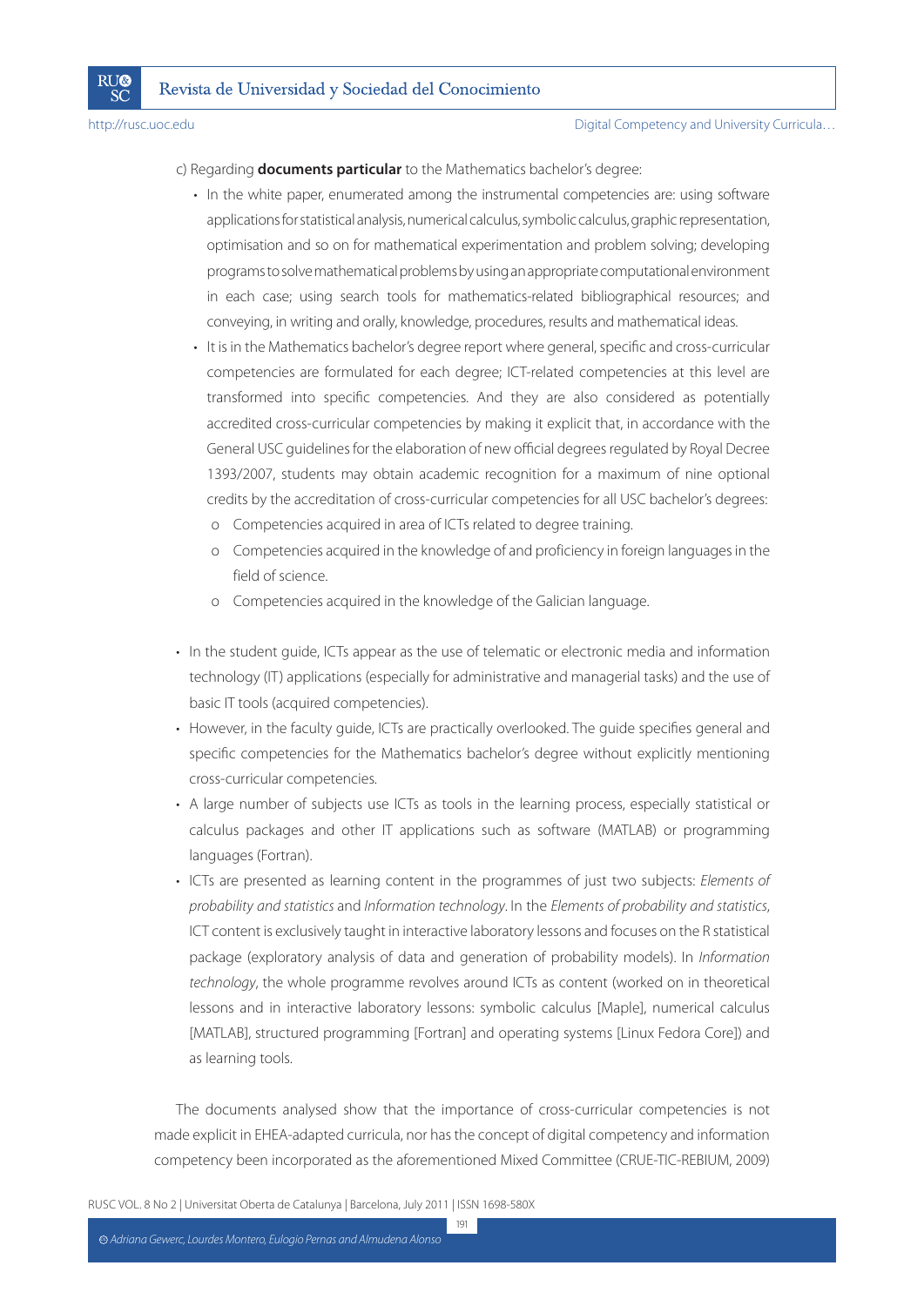c) Regarding **documents particular** to the Mathematics bachelor's degree:

- In the white paper, enumerated among the instrumental competencies are: using software applications for statistical analysis, numerical calculus, symbolic calculus, graphic representation, optimisation and so on for mathematical experimentation and problem solving; developing programs to solve mathematical problems by using an appropriate computational environment in each case; using search tools for mathematics-related bibliographical resources; and conveying, in writing and orally, knowledge, procedures, results and mathematical ideas.
- It is in the Mathematics bachelor's degree report where general, specific and cross-curricular competencies are formulated for each degree; ICT-related competencies at this level are transformed into specific competencies. And they are also considered as potentially accredited cross-curricular competencies by making it explicit that, in accordance with the General USC guidelines for the elaboration of new official degrees regulated by Royal Decree 1393/2007, students may obtain academic recognition for a maximum of nine optional credits by the accreditation of cross-curricular competencies for all USC bachelor's degrees:
  - Competencies acquired in area of ICTs related to degree training.
  - Competencies acquired in the knowledge of and proficiency in foreign languages in the field of science.
  - Competencies acquired in the knowledge of the Galician language.

- In the student guide, ICTs appear as the use of telematic or electronic media and information technology (IT) applications (especially for administrative and managerial tasks) and the use of basic IT tools (acquired competencies).
- However, in the faculty guide, ICTs are practically overlooked. The guide specifies general and specific competencies for the Mathematics bachelor's degree without explicitly mentioning cross-curricular competencies.
- A large number of subjects use ICTs as tools in the learning process, especially statistical or calculus packages and other IT applications such as software (MATLAB) or programming languages (Fortran).
- ICTs are presented as learning content in the programmes of just two subjects: *Elements of probability and statistics* and *Information technology*. In the *Elements of probability and statistics*, ICT content is exclusively taught in interactive laboratory lessons and focuses on the R statistical package (exploratory analysis of data and generation of probability models). In *Information technology*, the whole programme revolves around ICTs as content (worked on in theoretical lessons and in interactive laboratory lessons: symbolic calculus [Maple], numerical calculus [MATLAB], structured programming [Fortran] and operating systems [Linux Fedora Core]) and as learning tools.

The documents analysed show that the importance of cross-curricular competencies is not made explicit in EHEA-adapted curricula, nor has the concept of digital competency and information competency been incorporated as the aforementioned Mixed Committee (CRUE-TIC-REBIUM, 2009)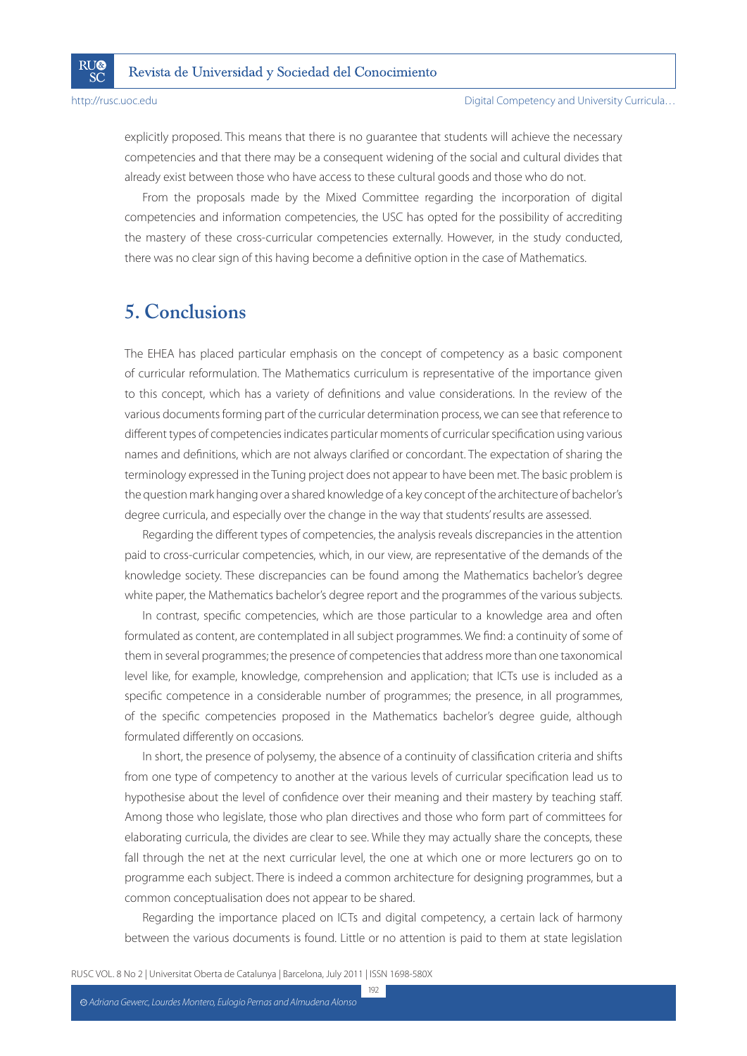explicitly proposed. This means that there is no guarantee that students will achieve the necessary competencies and that there may be a consequent widening of the social and cultural divides that already exist between those who have access to these cultural goods and those who do not.

From the proposals made by the Mixed Committee regarding the incorporation of digital competencies and information competencies, the USC has opted for the possibility of accrediting the mastery of these cross-curricular competencies externally. However, in the study conducted, there was no clear sign of this having become a definitive option in the case of Mathematics.

## 5. Conclusions

The EHEA has placed particular emphasis on the concept of competency as a basic component of curricular reformulation. The Mathematics curriculum is representative of the importance given to this concept, which has a variety of definitions and value considerations. In the review of the various documents forming part of the curricular determination process, we can see that reference to different types of competencies indicates particular moments of curricular specification using various names and definitions, which are not always clarified or concordant. The expectation of sharing the terminology expressed in the Tuning project does not appear to have been met. The basic problem is the question mark hanging over a shared knowledge of a key concept of the architecture of bachelor's degree curricula, and especially over the change in the way that students' results are assessed.

Regarding the different types of competencies, the analysis reveals discrepancies in the attention paid to cross-curricular competencies, which, in our view, are representative of the demands of the knowledge society. These discrepancies can be found among the Mathematics bachelor's degree white paper, the Mathematics bachelor's degree report and the programmes of the various subjects.

In contrast, specific competencies, which are those particular to a knowledge area and often formulated as content, are contemplated in all subject programmes. We find: a continuity of some of them in several programmes; the presence of competencies that address more than one taxonomical level like, for example, knowledge, comprehension and application; that ICTs use is included as a specific competence in a considerable number of programmes; the presence, in all programmes, of the specific competencies proposed in the Mathematics bachelor's degree guide, although formulated differently on occasions.

In short, the presence of polysemy, the absence of a continuity of classification criteria and shifts from one type of competency to another at the various levels of curricular specification lead us to hypothesise about the level of confidence over their meaning and their mastery by teaching staff. Among those who legislate, those who plan directives and those who form part of committees for elaborating curricula, the divides are clear to see. While they may actually share the concepts, these fall through the net at the next curricular level, the one at which one or more lecturers go on to programme each subject. There is indeed a common architecture for designing programmes, but a common conceptualisation does not appear to be shared.

Regarding the importance placed on ICTs and digital competency, a certain lack of harmony between the various documents is found. Little or no attention is paid to them at state legislation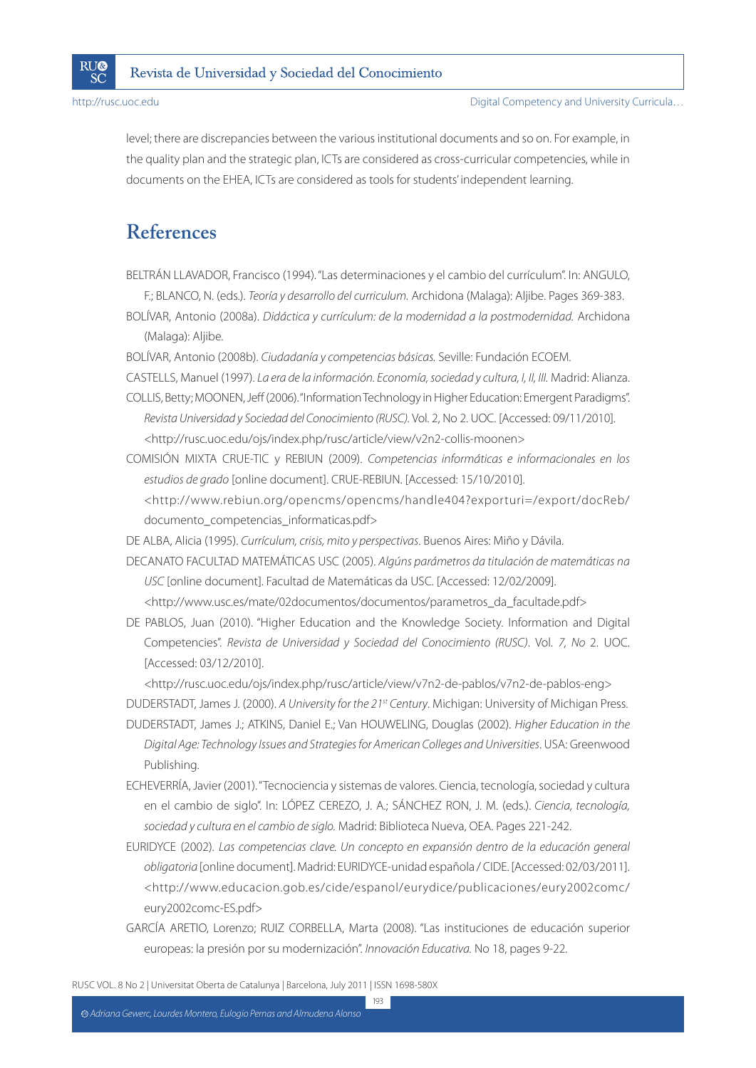level; there are discrepancies between the various institutional documents and so on. For example, in the quality plan and the strategic plan, ICTs are considered as cross-curricular competencies, while in documents on the EHEA, ICTs are considered as tools for students' independent learning.

## References

BELTRÁN LLAVADOR, Francisco (1994). "Las determinaciones y el cambio del currículum". In: ANGULO, F.; BLANCO, N. (eds.). *Teoría y desarrollo del curriculum.* Archidona (Malaga): Aljibe. Pages 369-383.

BOLÍVAR, Antonio (2008a). *Didáctica y currículum: de la modernidad a la postmodernidad.* Archidona (Malaga): Aljibe.

BOLÍVAR, Antonio (2008b). *Ciudadanía y competencias básicas.* Seville: Fundación ECOEM.

CASTELLS, Manuel (1997). *La era de la información. Economía, sociedad y cultura, I, II, III.* Madrid: Alianza.

COLLIS, Betty; MOONEN, Jeff (2006). "Information Technology in Higher Education: Emergent Paradigms". *Revista Universidad y Sociedad del Conocimiento (RUSC).* Vol. 2, No 2. UOC. [Accessed: 09/11/2010]. <http://rusc.uoc.edu/ojs/index.php/rusc/article/view/v2n2-collis-moonen>

COMISIÓN MIXTA CRUE-TIC y REBIUN (2009). *Competencias informáticas e informacionales en los estudios de grado* [online document]. CRUE-REBIUN. [Accessed: 15/10/2010]. <http://www.rebiun.org/opencms/opencms/handle404?exporturi=/export/docReb/documento_competencias_informaticas.pdf>

DE ALBA, Alicia (1995). *Currículum, crisis, mito y perspectivas*. Buenos Aires: Miño y Dávila.

DECANATO FACULTAD MATEMÁTICAS USC (2005). *Algúns parámetros da titulación de matemáticas na USC* [online document]. Facultad de Matemáticas da USC. [Accessed: 12/02/2009]. <http://www.usc.es/mate/02documentos/documentos/parametros_da_facultade.pdf>

DE PABLOS, Juan (2010). "Higher Education and the Knowledge Society. Information and Digital Competencies". *Revista de Universidad y Sociedad del Conocimiento (RUSC)*. Vol. *7, No* 2. UOC. [Accessed: 03/12/2010]. <http://rusc.uoc.edu/ojs/index.php/rusc/article/view/v7n2-de-pablos/v7n2-de-pablos-eng>

DUDERSTADT, James J. (2000). *A University for the 21st Century*. Michigan: University of Michigan Press.

DUDERSTADT, James J.; ATKINS, Daniel E.; Van HOUWELING, Douglas (2002). *Higher Education in the Digital Age: Technology Issues and Strategies for American Colleges and Universities*. USA: Greenwood Publishing.

ECHEVERRÍA, Javier (2001). "Tecnociencia y sistemas de valores. Ciencia, tecnología, sociedad y cultura en el cambio de siglo". In: LÓPEZ CEREZO, J. A.; SÁNCHEZ RON, J. M. (eds.). *Ciencia, tecnología, sociedad y cultura en el cambio de siglo.* Madrid: Biblioteca Nueva, OEA. Pages 221-242.

EURIDYCE (2002). *Las competencias clave. Un concepto en expansión dentro de la educación general obligatoria* [online document]. Madrid: EURIDYCE-unidad española / CIDE. [Accessed: 02/03/2011]. <http://www.educacion.gob.es/cide/espanol/eurydice/publicaciones/eury2002comc/eury2002comc-ES.pdf>

GARCÍA ARETIO, Lorenzo; RUIZ CORBELLA, Marta (2008). "Las instituciones de educación superior europeas: la presión por su modernización". *Innovación Educativa.* No 18, pages 9-22.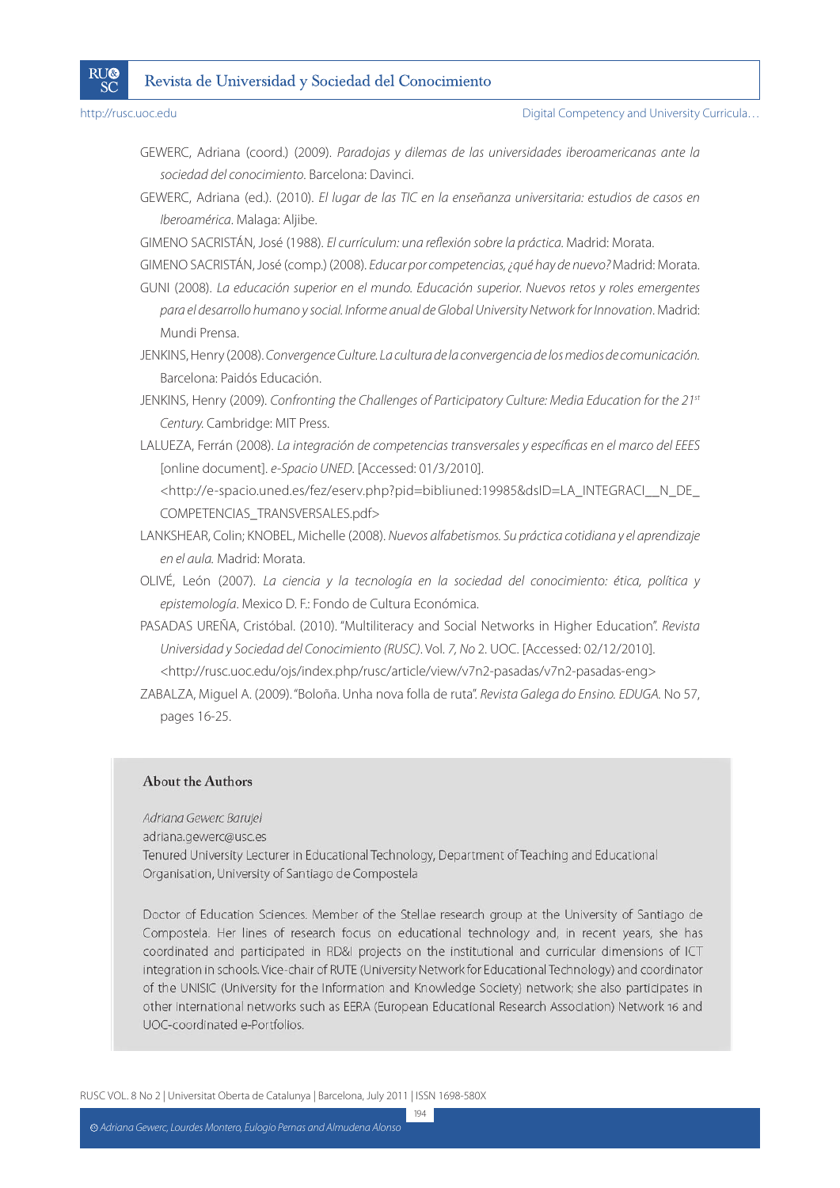GEWERC, Adriana (coord.) (2009). *Paradojas y dilemas de las universidades iberoamericanas ante la sociedad del conocimiento*. Barcelona: Davinci.

GEWERC, Adriana (ed.). (2010). *El lugar de las TIC en la enseñanza universitaria: estudios de casos en Iberoamérica*. Malaga: Aljibe.

GIMENO SACRISTÁN, José (1988). *El currículum: una reflexión sobre la práctica*. Madrid: Morata.

GIMENO SACRISTÁN, José (comp.) (2008). *Educar por competencias, ¿qué hay de nuevo?* Madrid: Morata.

GUNI (2008). *La educación superior en el mundo. Educación superior. Nuevos retos y roles emergentes para el desarrollo humano y social. Informe anual de Global University Network for Innovation*. Madrid: Mundi Prensa.

JENKINS, Henry (2008). *Convergence Culture. La cultura de la convergencia de los medios de comunicación.* Barcelona: Paidós Educación.

JENKINS, Henry (2009). *Confronting the Challenges of Participatory Culture: Media Education for the 21st Century.* Cambridge: MIT Press.

LALUEZA, Ferrán (2008). *La integración de competencias transversales y específicas en el marco del EEES* [online document]. *e-Spacio UNED*. [Accessed: 01/3/2010]. <http://e-spacio.uned.es/fez/eserv.php?pid=bibliuned:19985&dsID=LA_INTEGRACI__N_DE_COMPETENCIAS_TRANSVERSALES.pdf>

LANKSHEAR, Colin; KNOBEL, Michelle (2008). *Nuevos alfabetismos. Su práctica cotidiana y el aprendizaje en el aula.* Madrid: Morata.

OLIVÉ, León (2007). *La ciencia y la tecnología en la sociedad del conocimiento: ética, política y epistemología*. Mexico D. F.: Fondo de Cultura Económica.

PASADAS UREÑA, Cristóbal. (2010). "Multiliteracy and Social Networks in Higher Education". *Revista Universidad y Sociedad del Conocimiento (RUSC)*. Vol. *7, No* 2. UOC. [Accessed: 02/12/2010]. <http://rusc.uoc.edu/ojs/index.php/rusc/article/view/v7n2-pasadas/v7n2-pasadas-eng>

ZABALZA, Miguel A. (2009). "Boloña. Unha nova folla de ruta". *Revista Galega do Ensino. EDUGA.* No 57, pages 16-25.

## About the Authors

*Adriana Gewerc Barujel*
adriana.gewerc@usc.es
Tenured University Lecturer in Educational Technology, Department of Teaching and Educational Organisation, University of Santiago de Compostela

Doctor of Education Sciences. Member of the Stellae research group at the University of Santiago de Compostela. Her lines of research focus on educational technology and, in recent years, she has coordinated and participated in RD&I projects on the institutional and curricular dimensions of ICT integration in schools. Vice-chair of RUTE (University Network for Educational Technology) and coordinator of the UNISIC (University for the Information and Knowledge Society) network; she also participates in other international networks such as EERA (European Educational Research Association) Network 16 and UOC-coordinated e-Portfolios.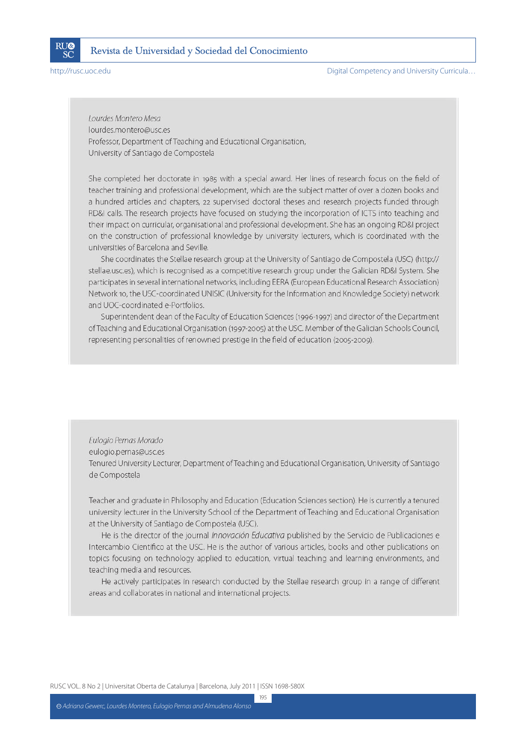*Lourdes Montero Mesa*
lourdes.montero@usc.es
Professor, Department of Teaching and Educational Organisation,
University of Santiago de Compostela

She completed her doctorate in 1985 with a special award. Her lines of research focus on the field of teacher training and professional development, which are the subject matter of over a dozen books and a hundred articles and chapters, 22 supervised doctoral theses and research projects funded through RD&I calls. The research projects have focused on studying the incorporation of ICTS into teaching and their impact on curricular, organisational and professional development. She has an ongoing RD&I project on the construction of professional knowledge by university lecturers, which is coordinated with the universities of Barcelona and Seville.

She coordinates the Stellae research group at the University of Santiago de Compostela (USC) (http://stellae.usc.es), which is recognised as a competitive research group under the Galician RD&I System. She participates in several international networks, including EERA (European Educational Research Association) Network 10, the USC-coordinated UNISIC (University for the Information and Knowledge Society) network and UOC-coordinated e-Portfolios.

Superintendent dean of the Faculty of Education Sciences (1996-1997) and director of the Department of Teaching and Educational Organisation (1997-2005) at the USC. Member of the Galician Schools Council, representing personalities of renowned prestige in the field of education (2005-2009).

*Eulogio Pernas Morado*
eulogio.pernas@usc.es
Tenured University Lecturer, Department of Teaching and Educational Organisation, University of Santiago de Compostela

Teacher and graduate in Philosophy and Education (Education Sciences section). He is currently a tenured university lecturer in the University School of the Department of Teaching and Educational Organisation at the University of Santiago de Compostela (USC).

He is the director of the journal *Innovación Educativa* published by the Servicio de Publicaciones e Intercambio Científico at the USC. He is the author of various articles, books and other publications on topics focusing on technology applied to education, virtual teaching and learning environments, and teaching media and resources.

He actively participates in research conducted by the Stellae research group in a range of different areas and collaborates in national and international projects.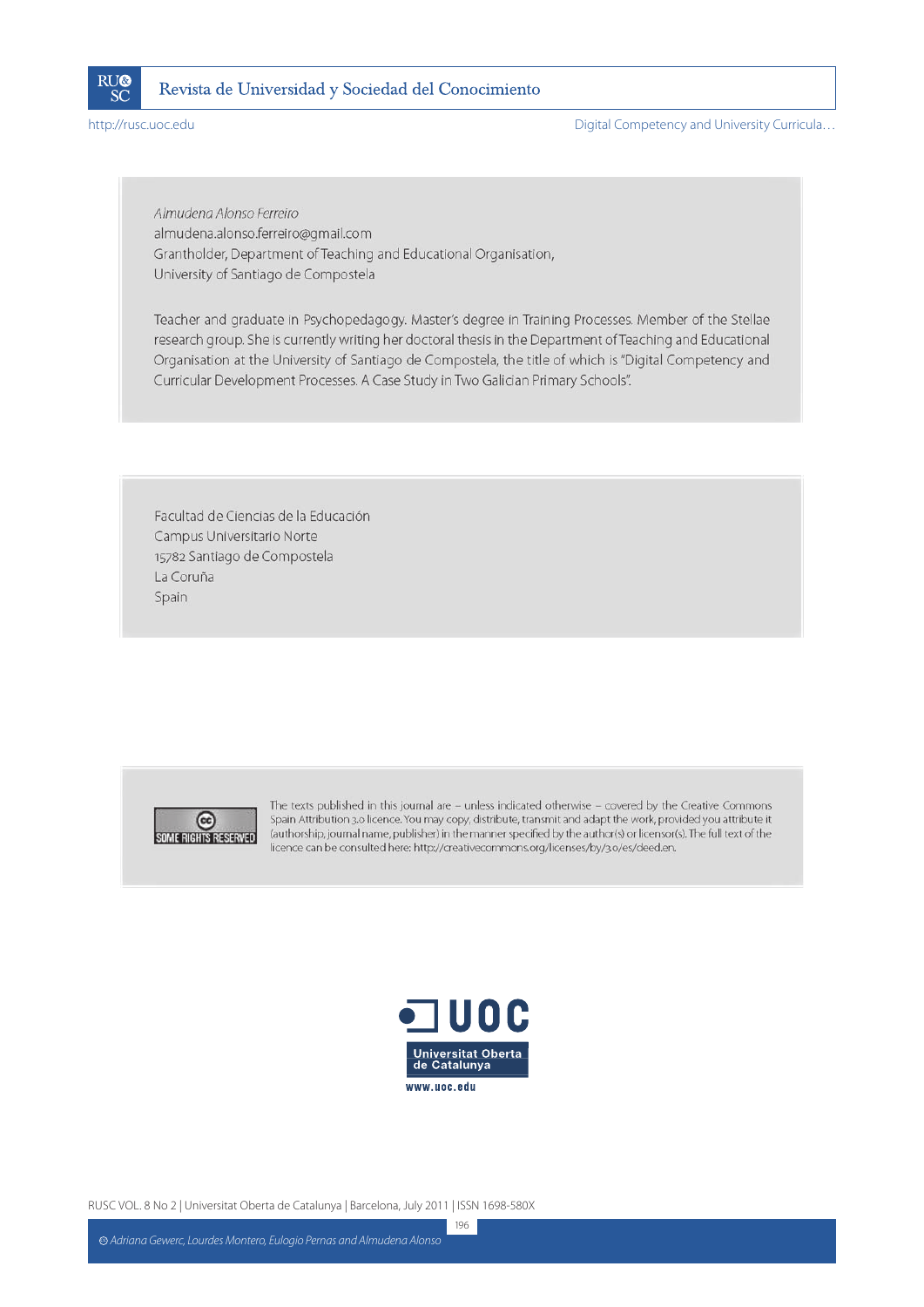*Almudena Alonso Ferreiro*
almudena.alonso.ferreiro@gmail.com
Grantholder, Department of Teaching and Educational Organisation,
University of Santiago de Compostela

Teacher and graduate in Psychopedagogy. Master's degree in Training Processes. Member of the Stellae research group. She is currently writing her doctoral thesis in the Department of Teaching and Educational Organisation at the University of Santiago de Compostela, the title of which is "Digital Competency and Curricular Development Processes. A Case Study in Two Galician Primary Schools".

Facultad de Ciencias de la Educación
Campus Universitario Norte
15782 Santiago de Compostela
La Coruña
Spain

SOME RIGHTS RESERVED

The texts published in this journal are – unless indicated otherwise – covered by the Creative Commons Spain Attribution 3.0 licence. You may copy, distribute, transmit and adapt the work, provided you attribute it (authorship, journal name, publisher) in the manner specified by the author(s) or licensor(s). The full text of the licence can be consulted here: http://creativecommons.org/licenses/by/3.0/es/deed.en.

UOC
Universitat Oberta de Catalunya
www.uoc.edu